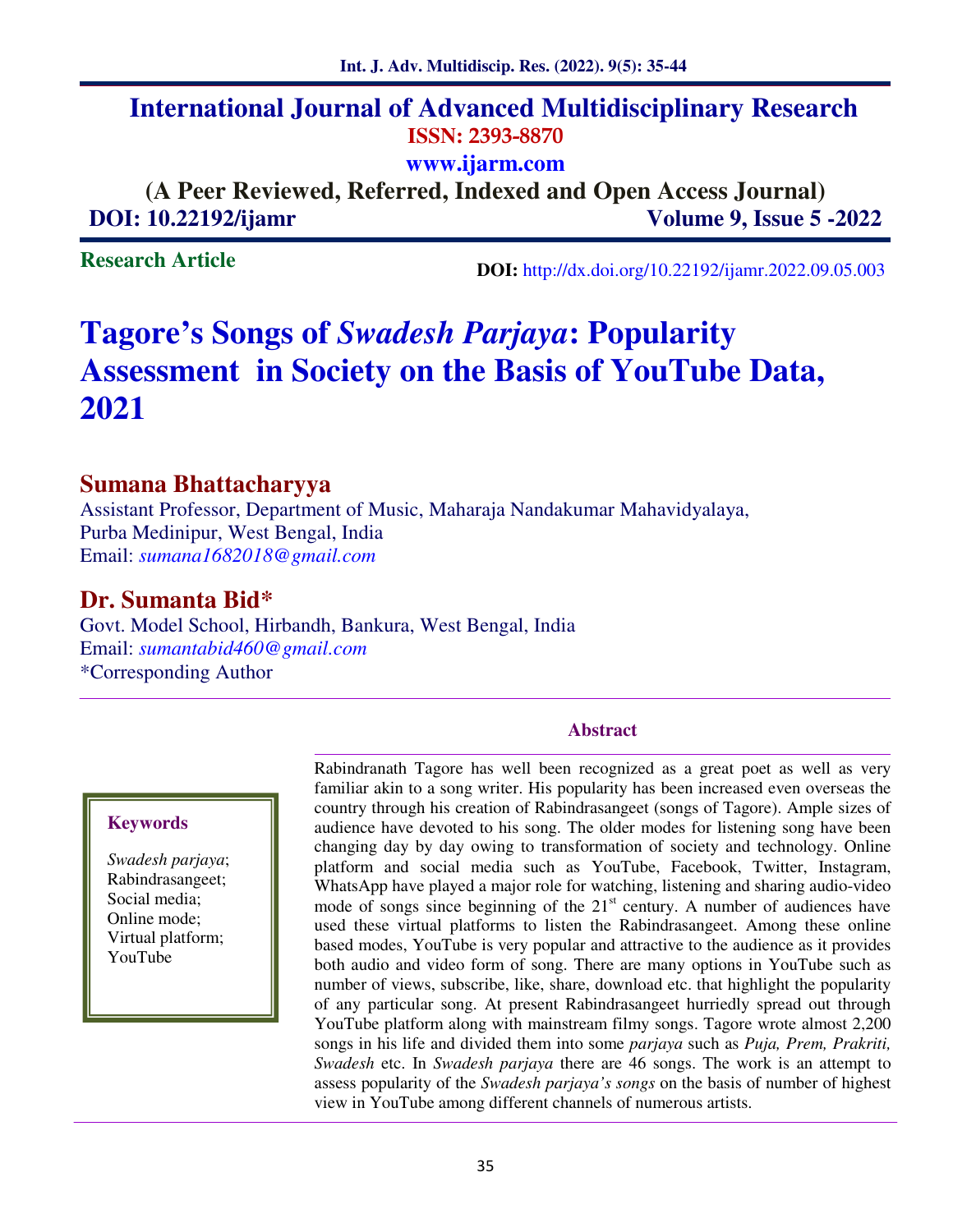# International Journal of Advanced Multidisciplinary Research

**ISSN: 2393-8870**

**www.ijarm.com**

**(A Peer Reviewed, Referred, Indexed and Open Access Journal)**

**DOI: 10.22192/ijamr** **Volume 9, Issue 5 -2022**

**Research Article**

**DOI:** http://dx.doi.org/10.22192/ijamr.2022.09.05.003

# Tagore's Songs of *Swadesh Parjaya*: Popularity Assessment in Society on the Basis of YouTube Data, 2021

## Sumana Bhattacharyya

Assistant Professor, Department of Music, Maharaja Nandakumar Mahavidyalaya, Purba Medinipur, West Bengal, India

Email: *sumana1682018@gmail.com*

## Dr. Sumanta Bid*

Govt. Model School, Hirbandh, Bankura, West Bengal, India

Email: *sumantabid460@gmail.com*

*Corresponding Author

### Abstract

Rabindranath Tagore has well been recognized as a great poet as well as very familiar akin to a song writer. His popularity has been increased even overseas the country through his creation of Rabindrasangeet (songs of Tagore). Ample sizes of audience have devoted to his song. The older modes for listening song have been changing day by day owing to transformation of society and technology. Online platform and social media such as YouTube, Facebook, Twitter, Instagram, WhatsApp have played a major role for watching, listening and sharing audio-video mode of songs since beginning of the 21st century. A number of audiences have used these virtual platforms to listen the Rabindrasangeet. Among these online based modes, YouTube is very popular and attractive to the audience as it provides both audio and video form of song. There are many options in YouTube such as number of views, subscribe, like, share, download etc. that highlight the popularity of any particular song. At present Rabindrasangeet hurriedly spread out through YouTube platform along with mainstream filmy songs. Tagore wrote almost 2,200 songs in his life and divided them into some *parjaya* such as *Puja, Prem, Prakriti, Swadesh* etc. In *Swadesh parjaya* there are 46 songs. The work is an attempt to assess popularity of the *Swadesh parjaya's songs* on the basis of number of highest view in YouTube among different channels of numerous artists.

**Keywords**

*Swadesh parjaya*; Rabindrasangeet; Social media; Online mode; Virtual platform; YouTube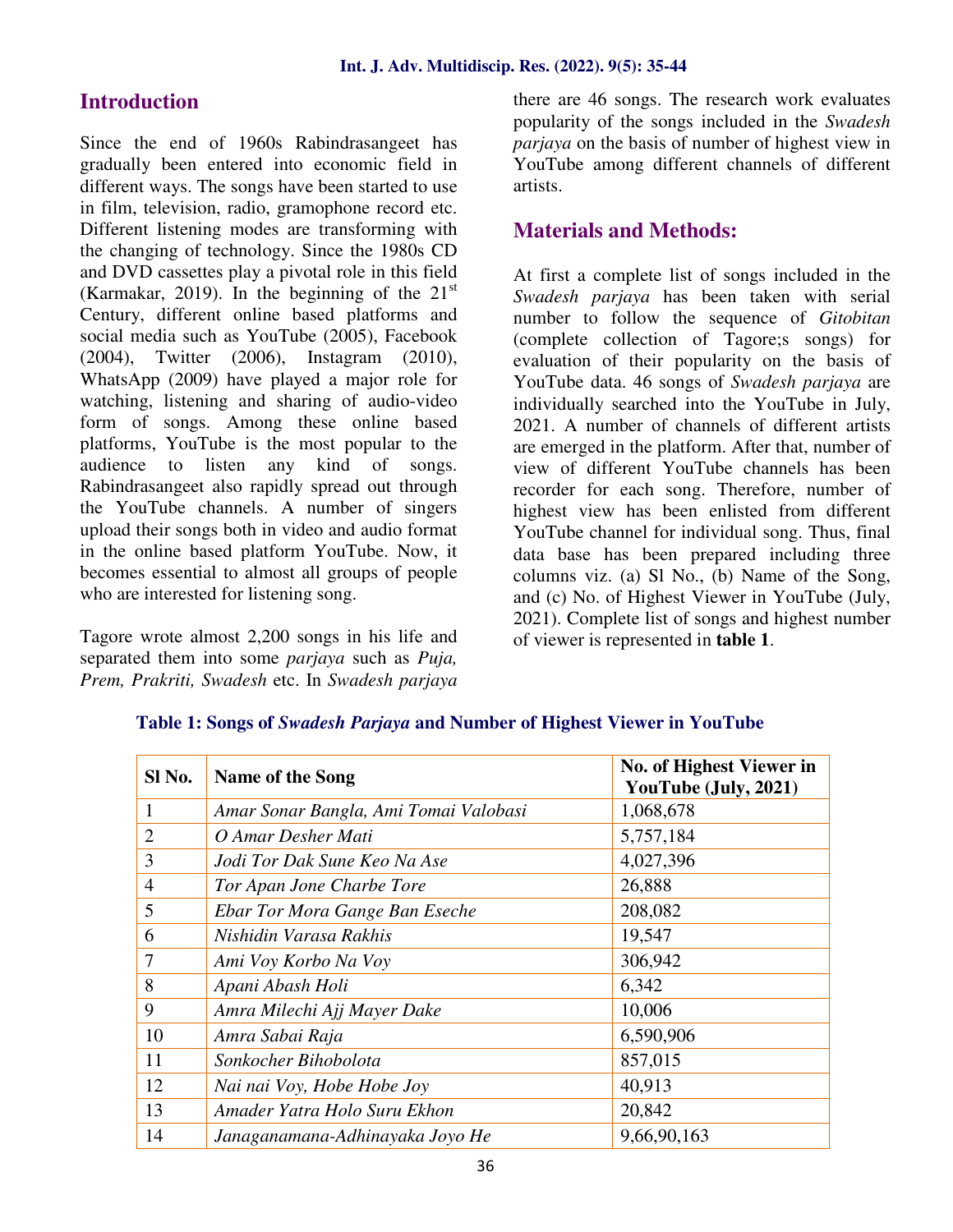## Introduction

Since the end of 1960s Rabindrasangeet has gradually been entered into economic field in different ways. The songs have been started to use in film, television, radio, gramophone record etc. Different listening modes are transforming with the changing of technology. Since the 1980s CD and DVD cassettes play a pivotal role in this field (Karmakar, 2019). In the beginning of the 21st Century, different online based platforms and social media such as YouTube (2005), Facebook (2004), Twitter (2006), Instagram (2010), WhatsApp (2009) have played a major role for watching, listening and sharing of audio-video form of songs. Among these online based platforms, YouTube is the most popular to the audience to listen any kind of songs. Rabindrasangeet also rapidly spread out through the YouTube channels. A number of singers upload their songs both in video and audio format in the online based platform YouTube. Now, it becomes essential to almost all groups of people who are interested for listening song.

Tagore wrote almost 2,200 songs in his life and separated them into some *parjaya* such as *Puja, Prem, Prakriti, Swadesh* etc. In *Swadesh parjaya* there are 46 songs. The research work evaluates popularity of the songs included in the *Swadesh parjaya* on the basis of number of highest view in YouTube among different channels of different artists.

## Materials and Methods:

At first a complete list of songs included in the *Swadesh parjaya* has been taken with serial number to follow the sequence of *Gitobitan* (complete collection of Tagore;s songs) for evaluation of their popularity on the basis of YouTube data. 46 songs of *Swadesh parjaya* are individually searched into the YouTube in July, 2021. A number of channels of different artists are emerged in the platform. After that, number of view of different YouTube channels has been recorder for each song. Therefore, number of highest view has been enlisted from different YouTube channel for individual song. Thus, final data base has been prepared including three columns viz. (a) Sl No., (b) Name of the Song, and (c) No. of Highest Viewer in YouTube (July, 2021). Complete list of songs and highest number of viewer is represented in **table 1**.

**Table 1: Songs of *Swadesh Parjaya* and Number of Highest Viewer in YouTube**

| Sl No. | Name of the Song | No. of Highest Viewer in YouTube (July, 2021) |
|---|---|---|
| 1 | *Amar Sonar Bangla, Ami Tomai Valobasi* | 1,068,678 |
| 2 | *O Amar Desher Mati* | 5,757,184 |
| 3 | *Jodi Tor Dak Sune Keo Na Ase* | 4,027,396 |
| 4 | *Tor Apan Jone Charbe Tore* | 26,888 |
| 5 | *Ebar Tor Mora Gange Ban Eseche* | 208,082 |
| 6 | *Nishidin Varasa Rakhis* | 19,547 |
| 7 | *Ami Voy Korbo Na Voy* | 306,942 |
| 8 | *Apani Abash Holi* | 6,342 |
| 9 | *Amra Milechi Ajj Mayer Dake* | 10,006 |
| 10 | *Amra Sabai Raja* | 6,590,906 |
| 11 | *Sonkocher Bihobolota* | 857,015 |
| 12 | *Nai nai Voy, Hobe Hobe Joy* | 40,913 |
| 13 | *Amader Yatra Holo Suru Ekhon* | 20,842 |
| 14 | *Janaganamana-Adhinayaka Joyo He* | 9,66,90,163 |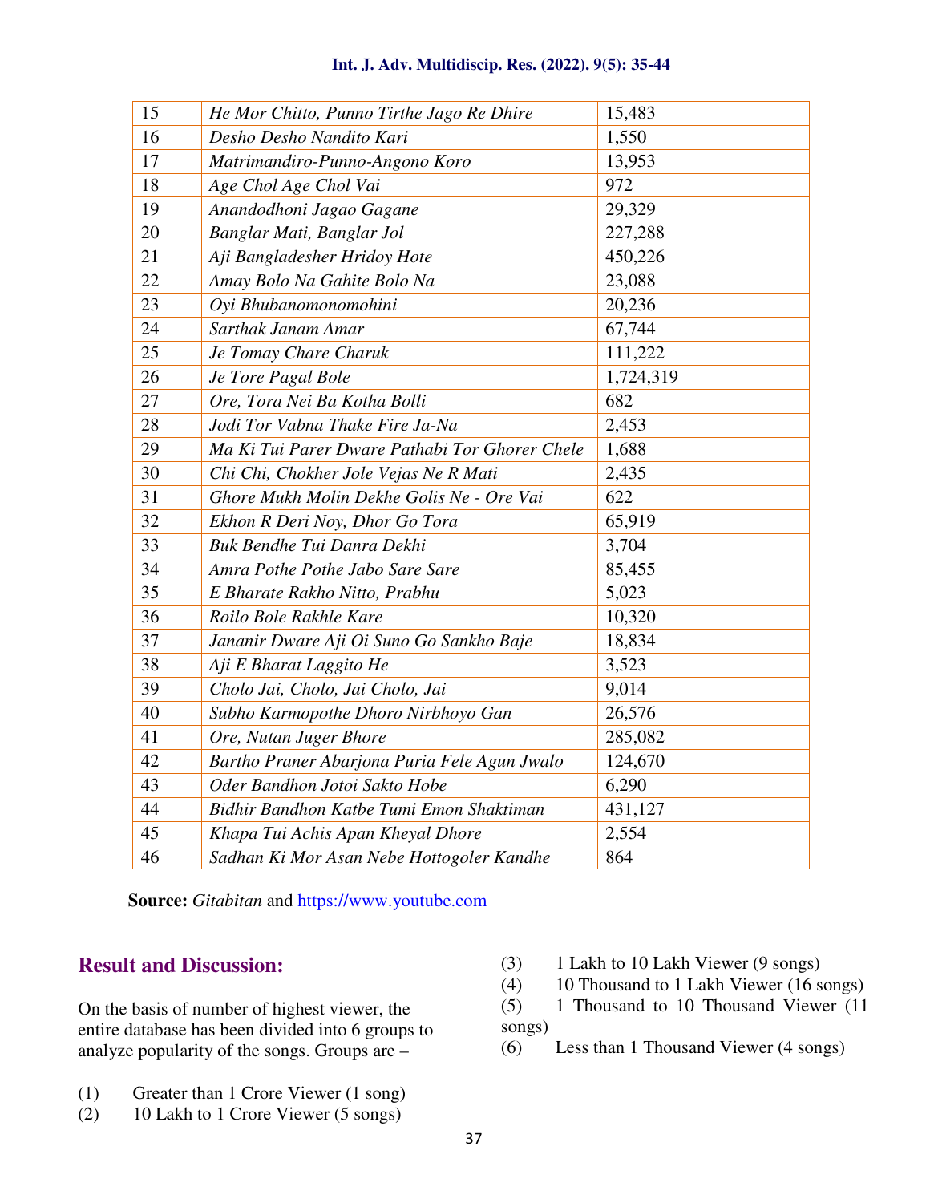| 15 | *He Mor Chitto, Punno Tirthe Jago Re Dhire* | 15,483 |
|---|---|---|
| 16 | *Desho Desho Nandito Kari* | 1,550 |
| 17 | *Matrimandiro-Punno-Angono Koro* | 13,953 |
| 18 | *Age Chol Age Chol Vai* | 972 |
| 19 | *Anandodhoni Jagao Gagane* | 29,329 |
| 20 | *Banglar Mati, Banglar Jol* | 227,288 |
| 21 | *Aji Bangladesher Hridoy Hote* | 450,226 |
| 22 | *Amay Bolo Na Gahite Bolo Na* | 23,088 |
| 23 | *Oyi Bhubanomonomohini* | 20,236 |
| 24 | *Sarthak Janam Amar* | 67,744 |
| 25 | *Je Tomay Chare Charuk* | 111,222 |
| 26 | *Je Tore Pagal Bole* | 1,724,319 |
| 27 | *Ore, Tora Nei Ba Kotha Bolli* | 682 |
| 28 | *Jodi Tor Vabna Thake Fire Ja-Na* | 2,453 |
| 29 | *Ma Ki Tui Parer Dware Pathabi Tor Ghorer Chele* | 1,688 |
| 30 | *Chi Chi, Chokher Jole Vejas Ne R Mati* | 2,435 |
| 31 | *Ghore Mukh Molin Dekhe Golis Ne - Ore Vai* | 622 |
| 32 | *Ekhon R Deri Noy, Dhor Go Tora* | 65,919 |
| 33 | *Buk Bendhe Tui Danra Dekhi* | 3,704 |
| 34 | *Amra Pothe Pothe Jabo Sare Sare* | 85,455 |
| 35 | *E Bharate Rakho Nitto, Prabhu* | 5,023 |
| 36 | *Roilo Bole Rakhle Kare* | 10,320 |
| 37 | *Jananir Dware Aji Oi Suno Go Sankho Baje* | 18,834 |
| 38 | *Aji E Bharat Laggito He* | 3,523 |
| 39 | *Cholo Jai, Cholo, Jai Cholo, Jai* | 9,014 |
| 40 | *Subho Karmopothe Dhoro Nirbhoyo Gan* | 26,576 |
| 41 | *Ore, Nutan Juger Bhore* | 285,082 |
| 42 | *Bartho Praner Abarjona Puria Fele Agun Jwalo* | 124,670 |
| 43 | *Oder Bandhon Jotoi Sakto Hobe* | 6,290 |
| 44 | *Bidhir Bandhon Katbe Tumi Emon Shaktiman* | 431,127 |
| 45 | *Khapa Tui Achis Apan Kheyal Dhore* | 2,554 |
| 46 | *Sadhan Ki Mor Asan Nebe Hottogoler Kandhe* | 864 |

**Source:** *Gitabitan* and https://www.youtube.com

## Result and Discussion:

On the basis of number of highest viewer, the entire database has been divided into 6 groups to analyze popularity of the songs. Groups are –

(1) Greater than 1 Crore Viewer (1 song)
(2) 10 Lakh to 1 Crore Viewer (5 songs)
(3) 1 Lakh to 10 Lakh Viewer (9 songs)
(4) 10 Thousand to 1 Lakh Viewer (16 songs)
(5) 1 Thousand to 10 Thousand Viewer (11 songs)
(6) Less than 1 Thousand Viewer (4 songs)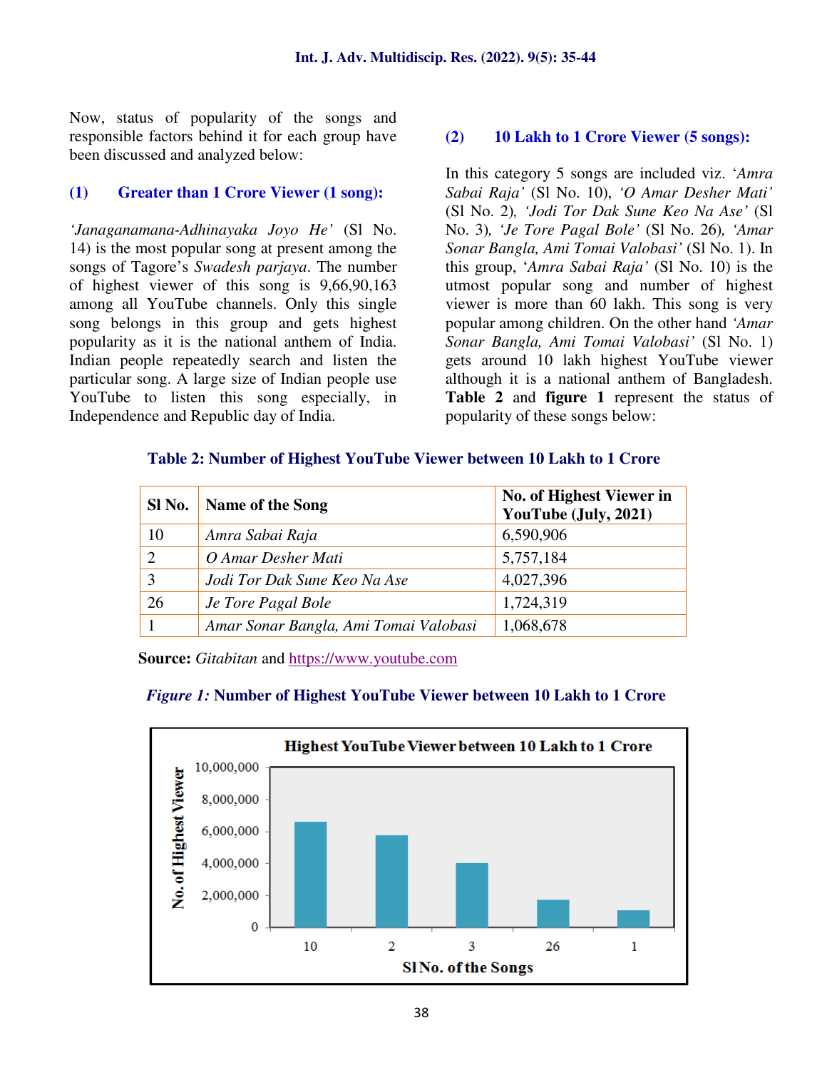Now, status of popularity of the songs and responsible factors behind it for each group have been discussed and analyzed below:

### (1) Greater than 1 Crore Viewer (1 song):

*'Janaganamana-Adhinayaka Joyo He'* (Sl No. 14) is the most popular song at present among the songs of Tagore's *Swadesh parjaya*. The number of highest viewer of this song is 9,66,90,163 among all YouTube channels. Only this single song belongs in this group and gets highest popularity as it is the national anthem of India. Indian people repeatedly search and listen the particular song. A large size of Indian people use YouTube to listen this song especially, in Independence and Republic day of India.

### (2) 10 Lakh to 1 Crore Viewer (5 songs):

In this category 5 songs are included viz. '*Amra Sabai Raja'* (Sl No. 10), *'O Amar Desher Mati'* (Sl No. 2), *'Jodi Tor Dak Sune Keo Na Ase'* (Sl No. 3), *'Je Tore Pagal Bole'* (Sl No. 26), *'Amar Sonar Bangla, Ami Tomai Valobasi'* (Sl No. 1). In this group, '*Amra Sabai Raja'* (Sl No. 10) is the utmost popular song and number of highest viewer is more than 60 lakh. This song is very popular among children. On the other hand *'Amar Sonar Bangla, Ami Tomai Valobasi'* (Sl No. 1) gets around 10 lakh highest YouTube viewer although it is a national anthem of Bangladesh. **Table 2** and **figure 1** represent the status of popularity of these songs below:

**Table 2: Number of Highest YouTube Viewer between 10 Lakh to 1 Crore**

| Sl No. | Name of the Song | No. of Highest Viewer in YouTube (July, 2021) |
|---|---|---|
| 10 | *Amra Sabai Raja* | 6,590,906 |
| 2 | *O Amar Desher Mati* | 5,757,184 |
| 3 | *Jodi Tor Dak Sune Keo Na Ase* | 4,027,396 |
| 26 | *Je Tore Pagal Bole* | 1,724,319 |
| 1 | *Amar Sonar Bangla, Ami Tomai Valobasi* | 1,068,678 |

**Source:** *Gitabitan* and https://www.youtube.com

***Figure 1:*** **Number of Highest YouTube Viewer between 10 Lakh to 1 Crore**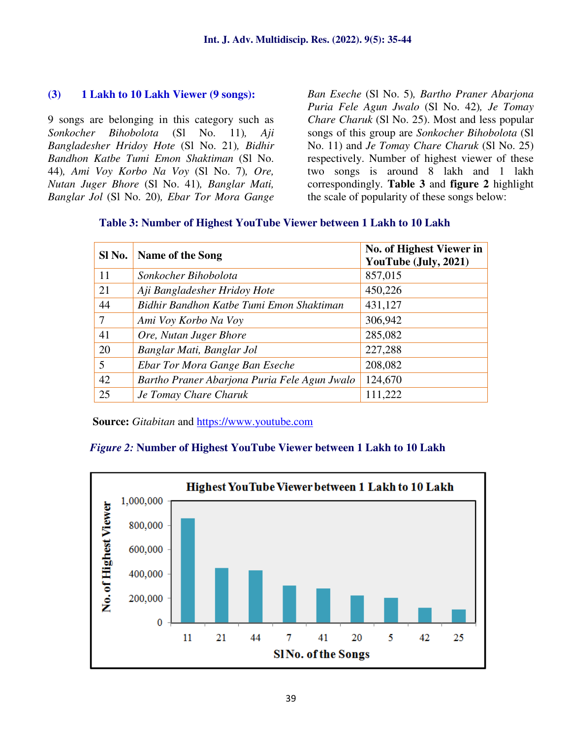### (3) 1 Lakh to 10 Lakh Viewer (9 songs):

9 songs are belonging in this category such as *Sonkocher Bihobolota* (Sl No. 11), *Aji Bangladesher Hridoy Hote* (Sl No. 21), *Bidhir Bandhon Katbe Tumi Emon Shaktiman* (Sl No. 44), *Ami Voy Korbo Na Voy* (Sl No. 7), *Ore, Nutan Juger Bhore* (Sl No. 41), *Banglar Mati, Banglar Jol* (Sl No. 20), *Ebar Tor Mora Gange Ban Eseche* (Sl No. 5), *Bartho Praner Abarjona Puria Fele Agun Jwalo* (Sl No. 42), *Je Tomay Chare Charuk* (Sl No. 25). Most and less popular songs of this group are *Sonkocher Bihobolota* (Sl No. 11) and *Je Tomay Chare Charuk* (Sl No. 25) respectively. Number of highest viewer of these two songs is around 8 lakh and 1 lakh correspondingly. **Table 3** and **figure 2** highlight the scale of popularity of these songs below:

**Table 3: Number of Highest YouTube Viewer between 1 Lakh to 10 Lakh**

| Sl No. | Name of the Song | No. of Highest Viewer in YouTube (July, 2021) |
|---|---|---|
| 11 | *Sonkocher Bihobolota* | 857,015 |
| 21 | *Aji Bangladesher Hridoy Hote* | 450,226 |
| 44 | *Bidhir Bandhon Katbe Tumi Emon Shaktiman* | 431,127 |
| 7 | *Ami Voy Korbo Na Voy* | 306,942 |
| 41 | *Ore, Nutan Juger Bhore* | 285,082 |
| 20 | *Banglar Mati, Banglar Jol* | 227,288 |
| 5 | *Ebar Tor Mora Gange Ban Eseche* | 208,082 |
| 42 | *Bartho Praner Abarjona Puria Fele Agun Jwalo* | 124,670 |
| 25 | *Je Tomay Chare Charuk* | 111,222 |

**Source:** *Gitabitan* and https://www.youtube.com

***Figure 2:*** **Number of Highest YouTube Viewer between 1 Lakh to 10 Lakh**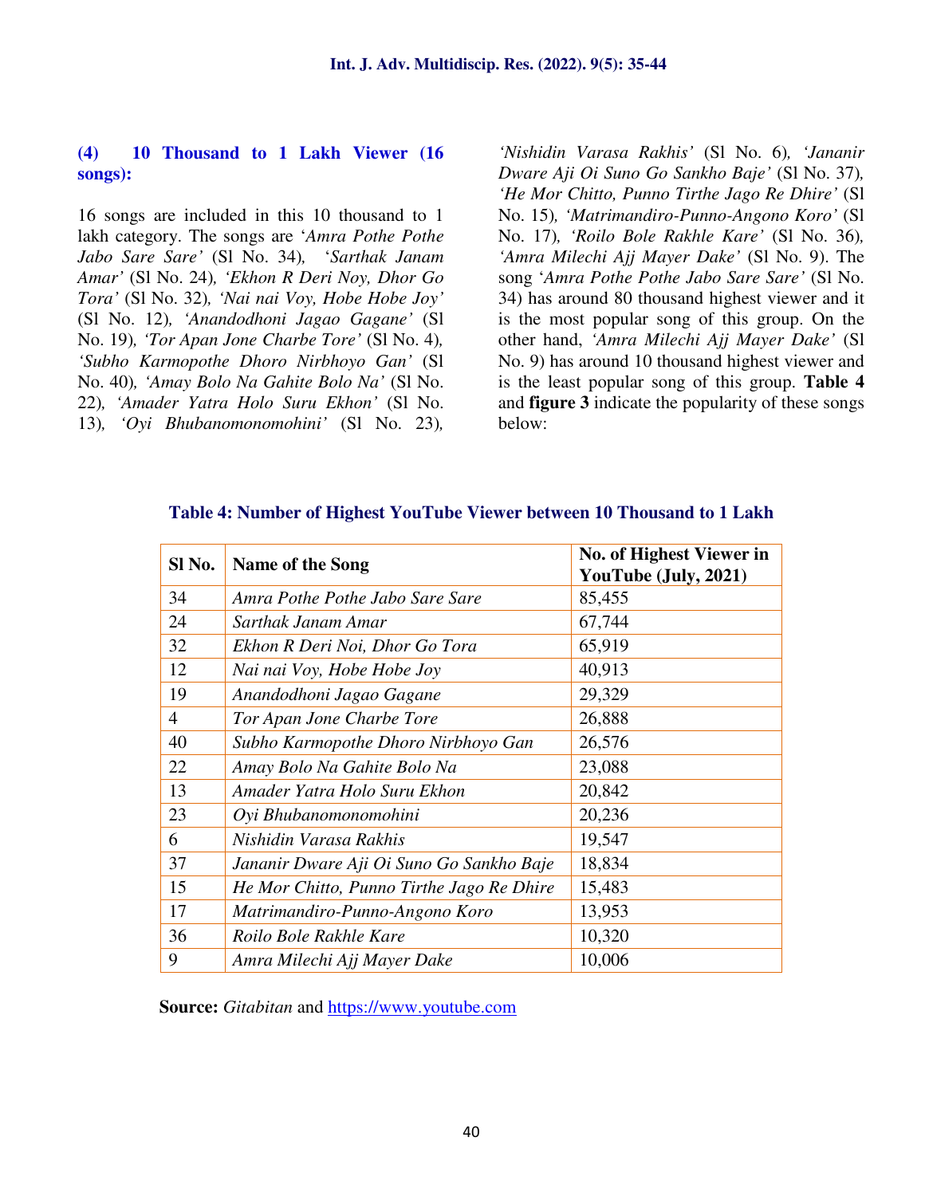### (4) 10 Thousand to 1 Lakh Viewer (16 songs):

16 songs are included in this 10 thousand to 1 lakh category. The songs are '*Amra Pothe Pothe Jabo Sare Sare'* (Sl No. 34), '*Sarthak Janam Amar'* (Sl No. 24), *'Ekhon R Deri Noy, Dhor Go Tora'* (Sl No. 32), *'Nai nai Voy, Hobe Hobe Joy'* (Sl No. 12), *'Anandodhoni Jagao Gagane'* (Sl No. 19), *'Tor Apan Jone Charbe Tore'* (Sl No. 4), *'Subho Karmopothe Dhoro Nirbhoyo Gan'* (Sl No. 40), *'Amay Bolo Na Gahite Bolo Na'* (Sl No. 22), *'Amader Yatra Holo Suru Ekhon'* (Sl No. 13), *'Oyi Bhubanomonomohini'* (Sl No. 23), *'Nishidin Varasa Rakhis'* (Sl No. 6), *'Jananir Dware Aji Oi Suno Go Sankho Baje'* (Sl No. 37), *'He Mor Chitto, Punno Tirthe Jago Re Dhire'* (Sl No. 15), *'Matrimandiro-Punno-Angono Koro'* (Sl No. 17), *'Roilo Bole Rakhle Kare'* (Sl No. 36), *'Amra Milechi Ajj Mayer Dake'* (Sl No. 9). The song '*Amra Pothe Pothe Jabo Sare Sare'* (Sl No. 34) has around 80 thousand highest viewer and it is the most popular song of this group. On the other hand, *'Amra Milechi Ajj Mayer Dake'* (Sl No. 9) has around 10 thousand highest viewer and is the least popular song of this group. **Table 4** and **figure 3** indicate the popularity of these songs below:

**Table 4: Number of Highest YouTube Viewer between 10 Thousand to 1 Lakh**

| Sl No. | Name of the Song | No. of Highest Viewer in YouTube (July, 2021) |
|---|---|---|
| 34 | *Amra Pothe Pothe Jabo Sare Sare* | 85,455 |
| 24 | *Sarthak Janam Amar* | 67,744 |
| 32 | *Ekhon R Deri Noi, Dhor Go Tora* | 65,919 |
| 12 | *Nai nai Voy, Hobe Hobe Joy* | 40,913 |
| 19 | *Anandodhoni Jagao Gagane* | 29,329 |
| 4 | *Tor Apan Jone Charbe Tore* | 26,888 |
| 40 | *Subho Karmopothe Dhoro Nirbhoyo Gan* | 26,576 |
| 22 | *Amay Bolo Na Gahite Bolo Na* | 23,088 |
| 13 | *Amader Yatra Holo Suru Ekhon* | 20,842 |
| 23 | *Oyi Bhubanomonomohini* | 20,236 |
| 6 | *Nishidin Varasa Rakhis* | 19,547 |
| 37 | *Jananir Dware Aji Oi Suno Go Sankho Baje* | 18,834 |
| 15 | *He Mor Chitto, Punno Tirthe Jago Re Dhire* | 15,483 |
| 17 | *Matrimandiro-Punno-Angono Koro* | 13,953 |
| 36 | *Roilo Bole Rakhle Kare* | 10,320 |
| 9 | *Amra Milechi Ajj Mayer Dake* | 10,006 |

**Source:** *Gitabitan* and https://www.youtube.com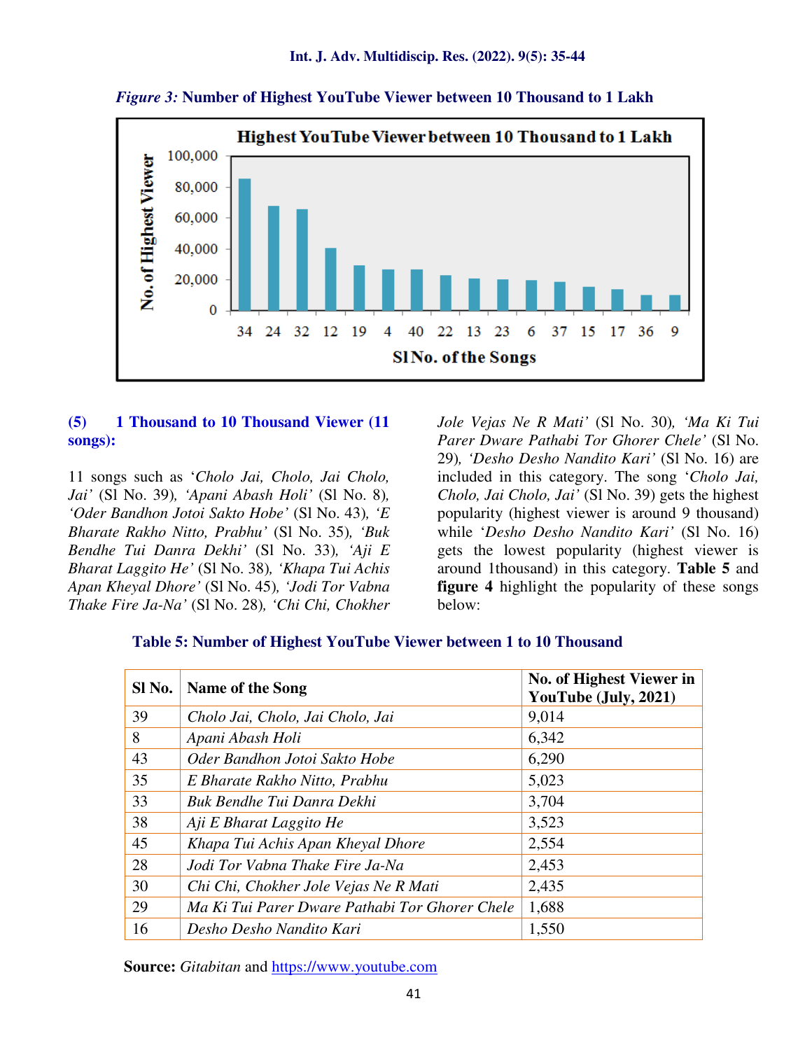*Figure 3:* **Number of Highest YouTube Viewer between 10 Thousand to 1 Lakh**

### (5) 1 Thousand to 10 Thousand Viewer (11 songs):

11 songs such as '*Cholo Jai, Cholo, Jai Cholo, Jai'* (Sl No. 39)*, 'Apani Abash Holi'* (Sl No. 8)*, 'Oder Bandhon Jotoi Sakto Hobe'* (Sl No. 43)*, 'E Bharate Rakho Nitto, Prabhu'* (Sl No. 35)*, 'Buk Bendhe Tui Danra Dekhi'* (Sl No. 33)*, 'Aji E Bharat Laggito He'* (Sl No. 38)*, 'Khapa Tui Achis Apan Kheyal Dhore'* (Sl No. 45)*, 'Jodi Tor Vabna Thake Fire Ja-Na'* (Sl No. 28)*, 'Chi Chi, Chokher Jole Vejas Ne R Mati'* (Sl No. 30)*, 'Ma Ki Tui Parer Dware Pathabi Tor Ghorer Chele'* (Sl No. 29)*, 'Desho Desho Nandito Kari'* (Sl No. 16) are included in this category. The song '*Cholo Jai, Cholo, Jai Cholo, Jai*' (Sl No. 39) gets the highest popularity (highest viewer is around 9 thousand) while '*Desho Desho Nandito Kari*' (Sl No. 16) gets the lowest popularity (highest viewer is around 1thousand) in this category. **Table 5** and **figure 4** highlight the popularity of these songs below:

**Table 5: Number of Highest YouTube Viewer between 1 to 10 Thousand**

| Sl No. | Name of the Song | No. of Highest Viewer in YouTube (July, 2021) |
|---|---|---|
| 39 | *Cholo Jai, Cholo, Jai Cholo, Jai* | 9,014 |
| 8 | *Apani Abash Holi* | 6,342 |
| 43 | *Oder Bandhon Jotoi Sakto Hobe* | 6,290 |
| 35 | *E Bharate Rakho Nitto, Prabhu* | 5,023 |
| 33 | *Buk Bendhe Tui Danra Dekhi* | 3,704 |
| 38 | *Aji E Bharat Laggito He* | 3,523 |
| 45 | *Khapa Tui Achis Apan Kheyal Dhore* | 2,554 |
| 28 | *Jodi Tor Vabna Thake Fire Ja-Na* | 2,453 |
| 30 | *Chi Chi, Chokher Jole Vejas Ne R Mati* | 2,435 |
| 29 | *Ma Ki Tui Parer Dware Pathabi Tor Ghorer Chele* | 1,688 |
| 16 | *Desho Desho Nandito Kari* | 1,550 |

**Source:** *Gitabitan* and https://www.youtube.com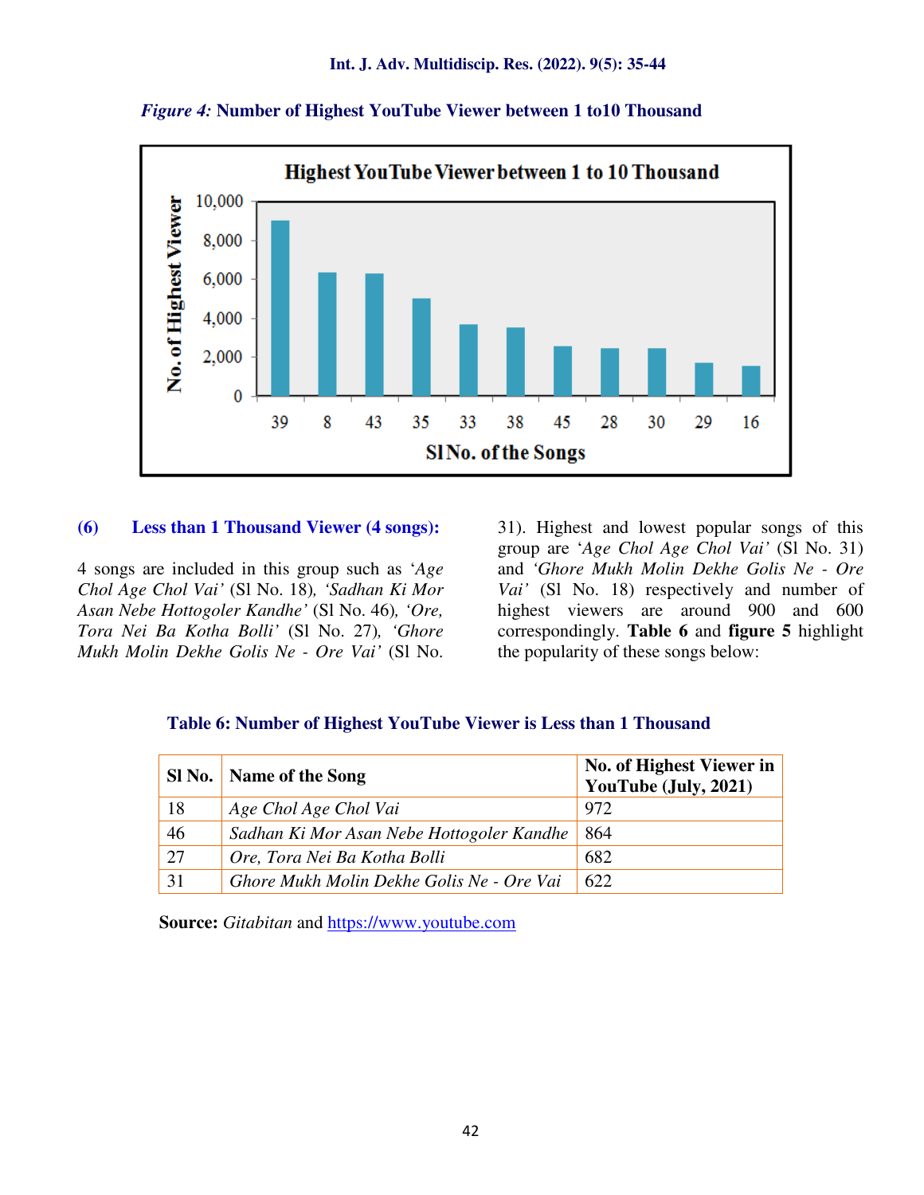*Figure 4:* **Number of Highest YouTube Viewer between 1 to10 Thousand**

**(6) Less than 1 Thousand Viewer (4 songs):**

4 songs are included in this group such as *'Age Chol Age Chol Vai'* (Sl No. 18)*, 'Sadhan Ki Mor Asan Nebe Hottogoler Kandhe'* (Sl No. 46)*, 'Ore, Tora Nei Ba Kotha Bolli'* (Sl No. 27)*, 'Ghore Mukh Molin Dekhe Golis Ne - Ore Vai'* (Sl No. 31). Highest and lowest popular songs of this group are *'Age Chol Age Chol Vai'* (Sl No. 31) and *'Ghore Mukh Molin Dekhe Golis Ne - Ore Vai'* (Sl No. 18) respectively and number of highest viewers are around 900 and 600 correspondingly. **Table 6** and **figure 5** highlight the popularity of these songs below:

**Table 6: Number of Highest YouTube Viewer is Less than 1 Thousand**

| Sl No. | Name of the Song | No. of Highest Viewer in YouTube (July, 2021) |
|---|---|---|
| 18 | *Age Chol Age Chol Vai* | 972 |
| 46 | *Sadhan Ki Mor Asan Nebe Hottogoler Kandhe* | 864 |
| 27 | *Ore, Tora Nei Ba Kotha Bolli* | 682 |
| 31 | *Ghore Mukh Molin Dekhe Golis Ne - Ore Vai* | 622 |

**Source:** *Gitabitan* and https://www.youtube.com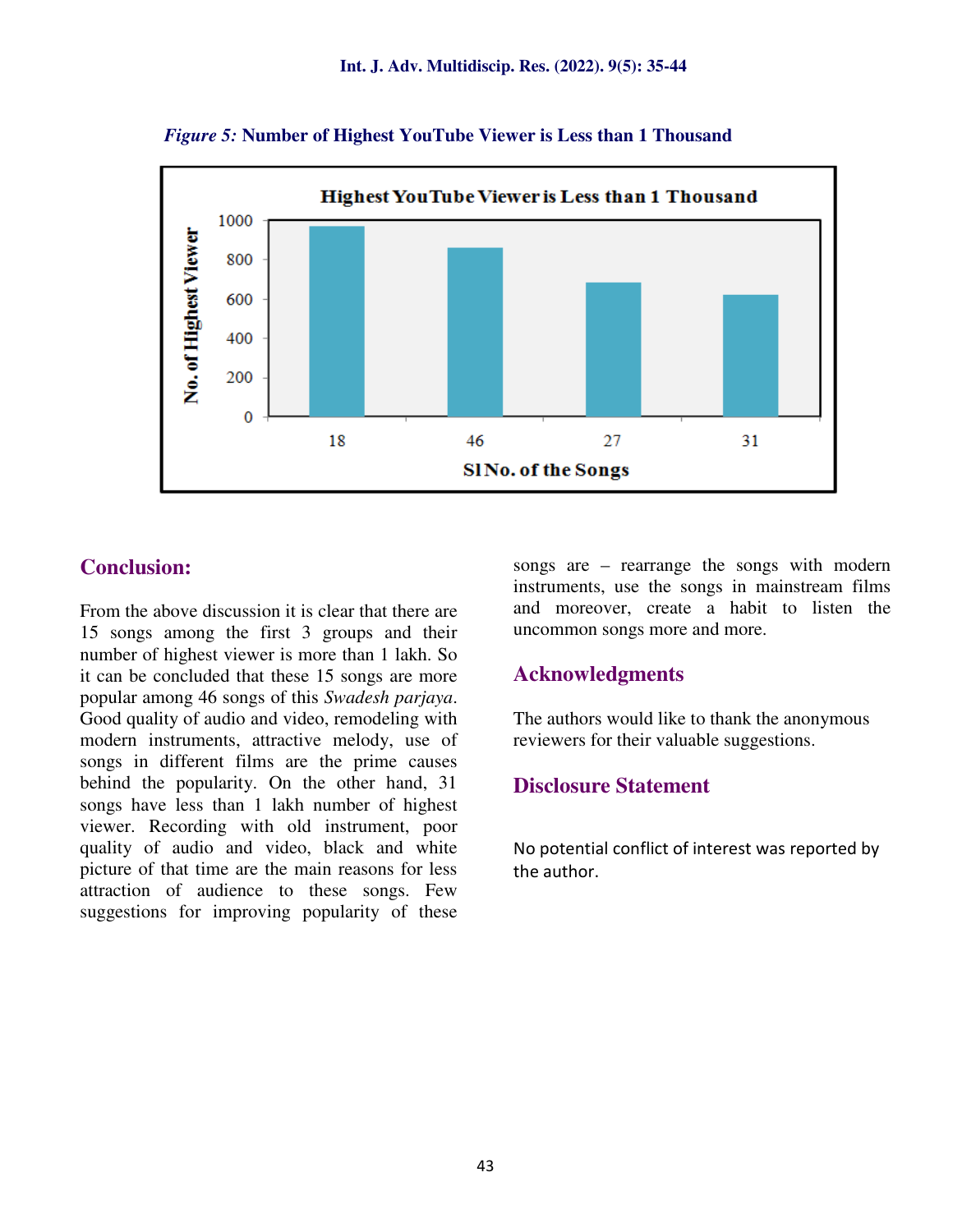*Figure 5:* **Number of Highest YouTube Viewer is Less than 1 Thousand**

## Conclusion:

From the above discussion it is clear that there are 15 songs among the first 3 groups and their number of highest viewer is more than 1 lakh. So it can be concluded that these 15 songs are more popular among 46 songs of this *Swadesh parjaya*. Good quality of audio and video, remodeling with modern instruments, attractive melody, use of songs in different films are the prime causes behind the popularity. On the other hand, 31 songs have less than 1 lakh number of highest viewer. Recording with old instrument, poor quality of audio and video, black and white picture of that time are the main reasons for less attraction of audience to these songs. Few suggestions for improving popularity of these songs are – rearrange the songs with modern instruments, use the songs in mainstream films and moreover, create a habit to listen the uncommon songs more and more.

## Acknowledgments

The authors would like to thank the anonymous reviewers for their valuable suggestions.

## Disclosure Statement

No potential conflict of interest was reported by the author.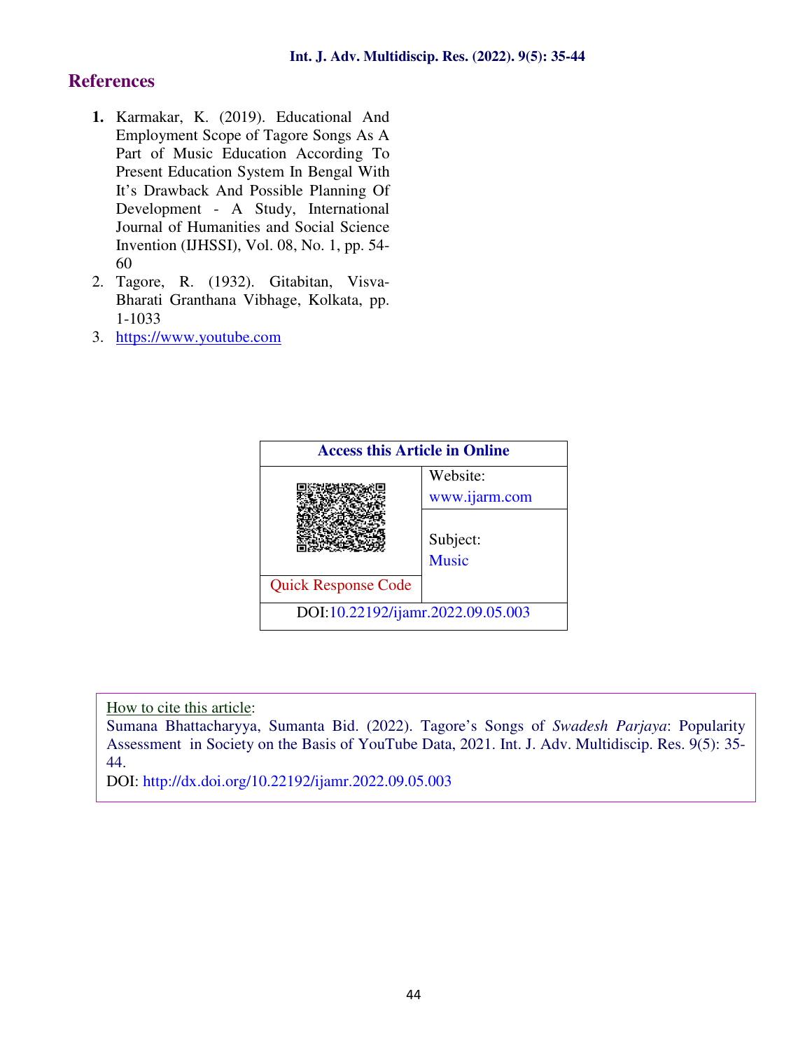## References

1. Karmakar, K. (2019). Educational And Employment Scope of Tagore Songs As A Part of Music Education According To Present Education System In Bengal With It's Drawback And Possible Planning Of Development - A Study, International Journal of Humanities and Social Science Invention (IJHSSI), Vol. 08, No. 1, pp. 54-60
2. Tagore, R. (1932). Gitabitan, Visva-Bharati Granthana Vibhage, Kolkata, pp. 1-1033
3. https://www.youtube.com

| Access this Article in Online | |
|---|---|
| Quick Response Code | Website: www.ijarm.com |
| | Subject: Music |
| DOI:10.22192/ijamr.2022.09.05.003 | |

How to cite this article:
Sumana Bhattacharyya, Sumanta Bid. (2022). Tagore's Songs of *Swadesh Parjaya*: Popularity Assessment in Society on the Basis of YouTube Data, 2021. Int. J. Adv. Multidiscip. Res. 9(5): 35-44.
DOI: http://dx.doi.org/10.22192/ijamr.2022.09.05.003